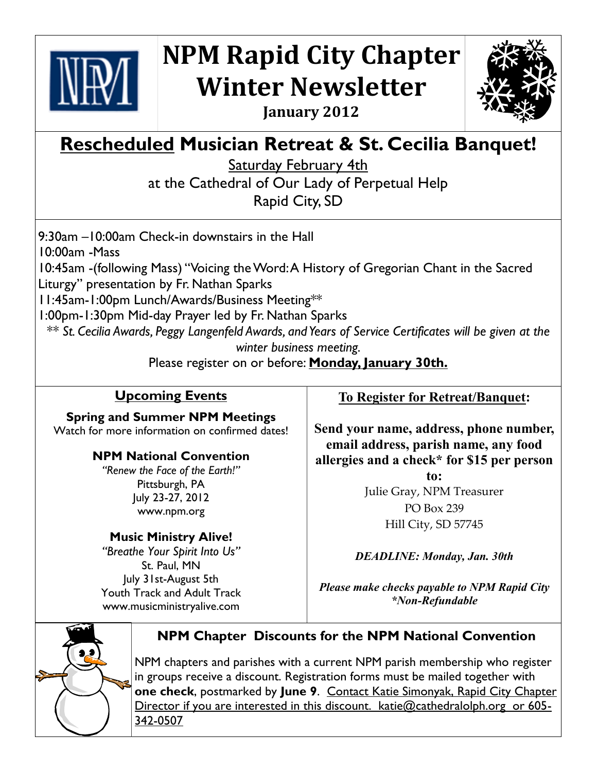# NPM Rapid City Chapter Winter Newsletter

**January 2012**

## <u>Rescheduled</u> Musician Retreat & St. Cecilia Banquet!

<u>Saturday February 4th</u>
at the Cathedral of Our Lady of Perpetual Help
Rapid City, SD

9:30am –10:00am Check-in downstairs in the Hall
10:00am -Mass
10:45am -(following Mass) "Voicing the Word: A History of Gregorian Chant in the Sacred Liturgy" presentation by Fr. Nathan Sparks
11:45am-1:00pm Lunch/Awards/Business Meeting**
1:00pm-1:30pm Mid-day Prayer led by Fr. Nathan Sparks

** *St. Cecilia Awards, Peggy Langenfeld Awards, and Years of Service Certificates will be given at the winter business meeting.*

Please register on or before: **<u>Monday, January 30th.</u>**

### <u>Upcoming Events</u>

**Spring and Summer NPM Meetings**
Watch for more information on confirmed dates!

**NPM National Convention**
*"Renew the Face of the Earth!"*
Pittsburgh, PA
July 23-27, 2012
www.npm.org

**Music Ministry Alive!**
*"Breathe Your Spirit Into Us"*
St. Paul, MN
July 31st-August 5th
Youth Track and Adult Track
www.musicministryalive.com

### <u>To Register for Retreat/Banquet</u>:

**Send your name, address, phone number, email address, parish name, any food allergies and a check* for $15 per person to:**

Julie Gray, NPM Treasurer
PO Box 239
Hill City, SD 57745

***DEADLINE: Monday, Jan. 30th***

***Please make checks payable to NPM Rapid City***
****Non-Refundable***

### NPM Chapter Discounts for the NPM National Convention

NPM chapters and parishes with a current NPM parish membership who register in groups receive a discount. Registration forms must be mailed together with **one check**, postmarked by **June 9**. <u>Contact Katie Simonyak, Rapid City Chapter Director if you are interested in this discount. katie@cathedralolph.org or 605-342-0507</u>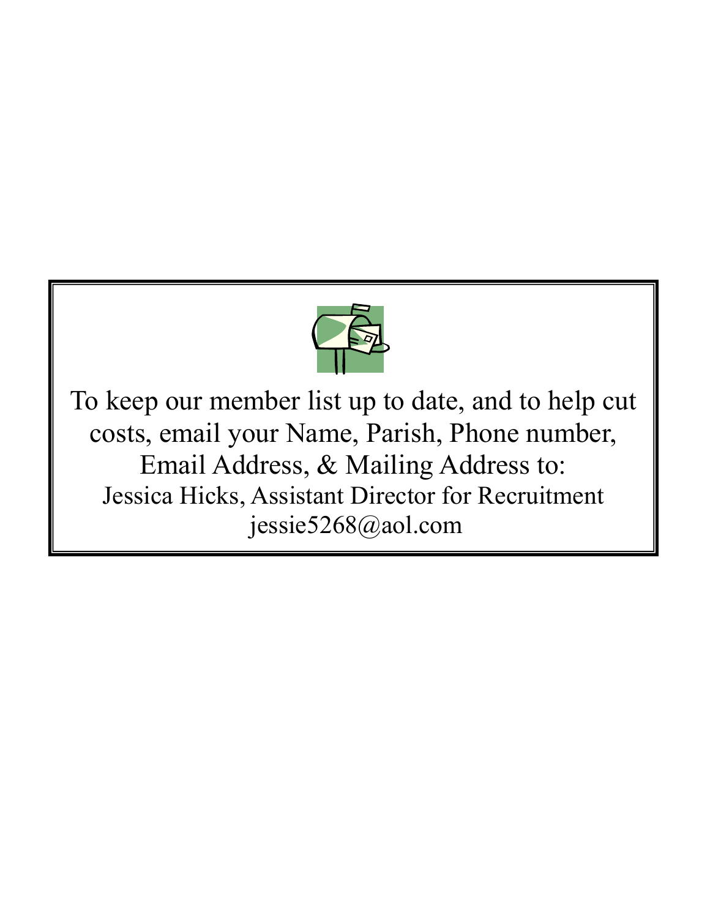To keep our member list up to date, and to help cut costs, email your Name, Parish, Phone number, Email Address, & Mailing Address to:

Jessica Hicks, Assistant Director for Recruitment
jessie5268@aol.com